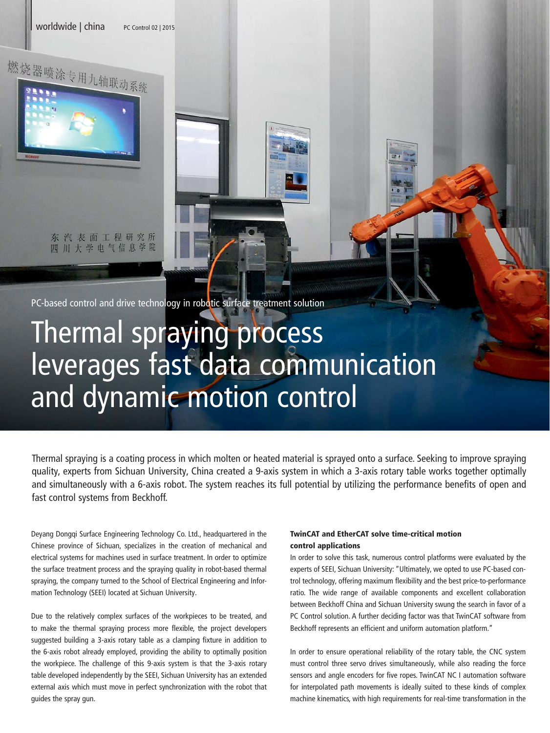PC-based control and drive technology in robotic surface treatment solution

# Thermal spraying process leverages fast data communication and dynamic motion control

Thermal spraying is a coating process in which molten or heated material is sprayed onto a surface. Seeking to improve spraying quality, experts from Sichuan University, China created a 9-axis system in which a 3-axis rotary table works together optimally and simultaneously with a 6-axis robot. The system reaches its full potential by utilizing the performance benefits of open and fast control systems from Beckhoff.

Deyang Dongqi Surface Engineering Technology Co. Ltd., headquartered in the Chinese province of Sichuan, specializes in the creation of mechanical and electrical systems for machines used in surface treatment. In order to optimize the surface treatment process and the spraying quality in robot-based thermal spraying, the company turned to the School of Electrical Engineering and Information Technology (SEEI) located at Sichuan University.

Due to the relatively complex surfaces of the workpieces to be treated, and to make the thermal spraying process more flexible, the project developers suggested building a 3-axis rotary table as a clamping fixture in addition to the 6-axis robot already employed, providing the ability to optimally position the workpiece. The challenge of this 9-axis system is that the 3-axis rotary table developed independently by the SEEI, Sichuan University has an extended external axis which must move in perfect synchronization with the robot that guides the spray gun.

### TwinCAT and EtherCAT solve time-critical motion control applications

In order to solve this task, numerous control platforms were evaluated by the experts of SEEI, Sichuan University: "Ultimately, we opted to use PC-based control technology, offering maximum flexibility and the best price-to-performance ratio. The wide range of available components and excellent collaboration between Beckhoff China and Sichuan University swung the search in favor of a PC Control solution. A further deciding factor was that TwinCAT software from Beckhoff represents an efficient and uniform automation platform."

In order to ensure operational reliability of the rotary table, the CNC system must control three servo drives simultaneously, while also reading the force sensors and angle encoders for five ropes. TwinCAT NC I automation software for interpolated path movements is ideally suited to these kinds of complex machine kinematics, with high requirements for real-time transformation in the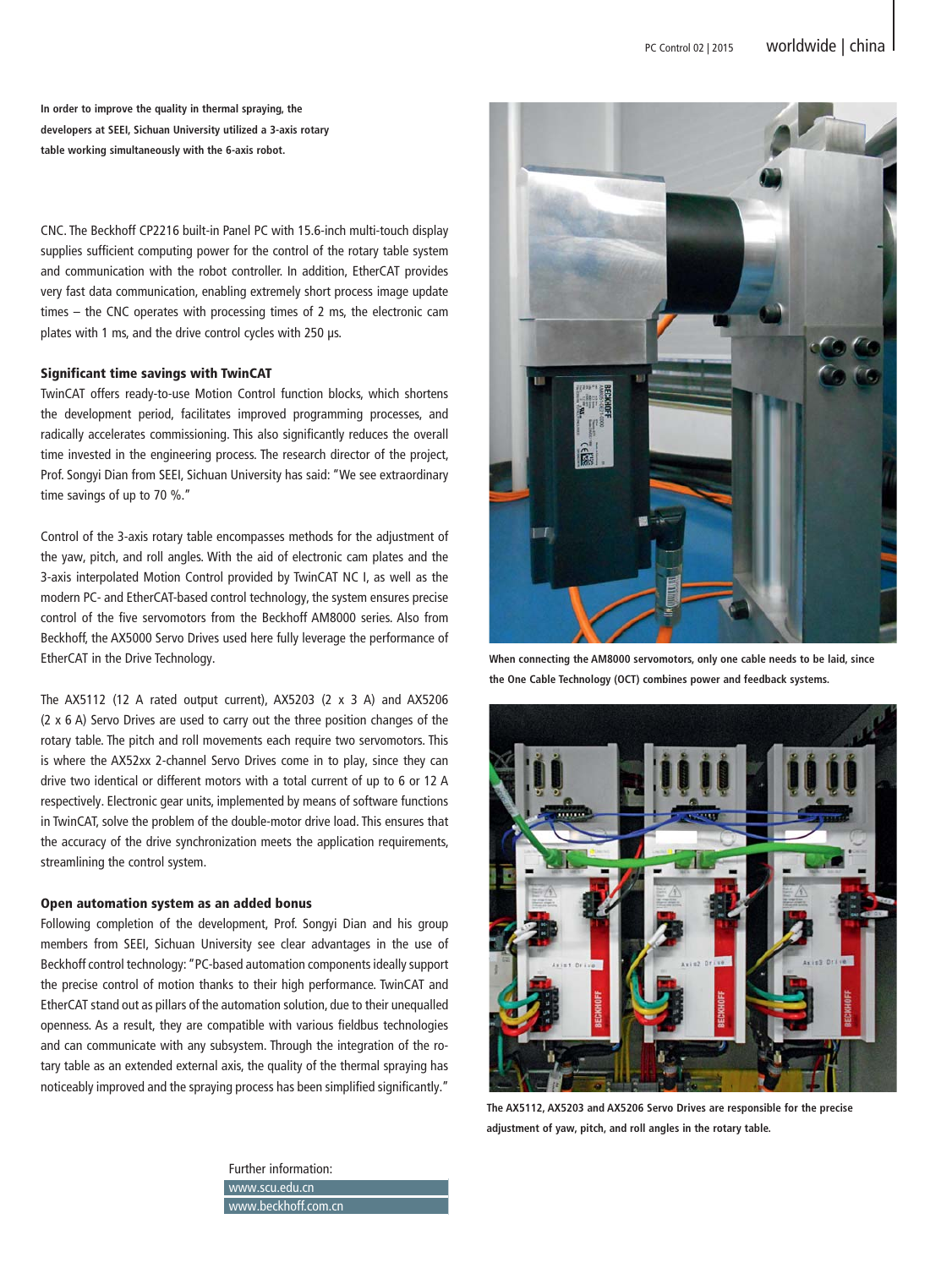In order to improve the quality in thermal spraying, the developers at SEEI, Sichuan University utilized a 3-axis rotary table working simultaneously with the 6-axis robot.

CNC. The Beckhoff CP2216 built-in Panel PC with 15.6-inch multi-touch display supplies sufficient computing power for the control of the rotary table system and communication with the robot controller. In addition, EtherCAT provides very fast data communication, enabling extremely short process image update times – the CNC operates with processing times of 2 ms, the electronic cam plates with 1 ms, and the drive control cycles with 250 µs.

### Significant time savings with TwinCAT

TwinCAT offers ready-to-use Motion Control function blocks, which shortens the development period, facilitates improved programming processes, and radically accelerates commissioning. This also significantly reduces the overall time invested in the engineering process. The research director of the project, Prof. Songyi Dian from SEEI, Sichuan University has said: "We see extraordinary time savings of up to 70 %."

Control of the 3-axis rotary table encompasses methods for the adjustment of the yaw, pitch, and roll angles. With the aid of electronic cam plates and the 3-axis interpolated Motion Control provided by TwinCAT NC I, as well as the modern PC- and EtherCAT-based control technology, the system ensures precise control of the five servomotors from the Beckhoff AM8000 series. Also from Beckhoff, the AX5000 Servo Drives used here fully leverage the performance of EtherCAT in the Drive Technology.

The AX5112 (12 A rated output current), AX5203 (2 x 3 A) and AX5206 (2 x 6 A) Servo Drives are used to carry out the three position changes of the rotary table. The pitch and roll movements each require two servomotors. This is where the AX52xx 2-channel Servo Drives come in to play, since they can drive two identical or different motors with a total current of up to 6 or 12 A respectively. Electronic gear units, implemented by means of software functions in TwinCAT, solve the problem of the double-motor drive load. This ensures that the accuracy of the drive synchronization meets the application requirements, streamlining the control system.

### Open automation system as an added bonus

Following completion of the development, Prof. Songyi Dian and his group members from SEEI, Sichuan University see clear advantages in the use of Beckhoff control technology: "PC-based automation components ideally support the precise control of motion thanks to their high performance. TwinCAT and EtherCAT stand out as pillars of the automation solution, due to their unequalled openness. As a result, they are compatible with various fieldbus technologies and can communicate with any subsystem. Through the integration of the rotary table as an extended external axis, the quality of the thermal spraying has noticeably improved and the spraying process has been simplified significantly."

When connecting the AM8000 servomotors, only one cable needs to be laid, since the One Cable Technology (OCT) combines power and feedback systems.

The AX5112, AX5203 and AX5206 Servo Drives are responsible for the precise adjustment of yaw, pitch, and roll angles in the rotary table.

Further information:
www.scu.edu.cn
www.beckhoff.com.cn